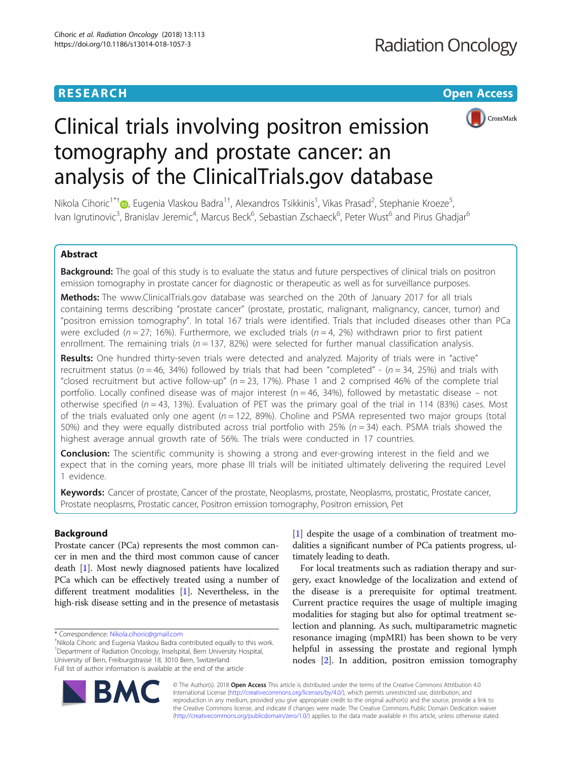RESEARCH

Open Access

# Clinical trials involving positron emission tomography and prostate cancer: an analysis of the ClinicalTrials.gov database

Nikola Cihoric[1*†], Eugenia Vlaskou Badra[1†], Alexandros Tsikkinis[1], Vikas Prasad[2], Stephanie Kroeze[5], Ivan Igrutinovic[3], Branislav Jeremic[4], Marcus Beck[6], Sebastian Zschaeck[6], Peter Wust[6] and Pirus Ghadjar[6]

## Abstract

**Background:** The goal of this study is to evaluate the status and future perspectives of clinical trials on positron emission tomography in prostate cancer for diagnostic or therapeutic as well as for surveillance purposes.

**Methods:** The www.ClinicalTrials.gov database was searched on the 20th of January 2017 for all trials containing terms describing "prostate cancer" (prostate, prostatic, malignant, malignancy, cancer, tumor) and "positron emission tomography". In total 167 trials were identified. Trials that included diseases other than PCa were excluded ($n = 27$; 16%). Furthermore, we excluded trials ($n = 4$, 2%) withdrawn prior to first patient enrollment. The remaining trials ($n = 137$, 82%) were selected for further manual classification analysis.

**Results:** One hundred thirty-seven trials were detected and analyzed. Majority of trials were in "active" recruitment status ($n = 46$, 34%) followed by trials that had been "completed" - ($n = 34$, 25%) and trials with "closed recruitment but active follow-up" ($n = 23$, 17%). Phase 1 and 2 comprised 46% of the complete trial portfolio. Locally confined disease was of major interest (n = 46, 34%), followed by metastatic disease – not otherwise specified ($n = 43$, 13%). Evaluation of PET was the primary goal of the trial in 114 (83%) cases. Most of the trials evaluated only one agent ($n = 122$, 89%). Choline and PSMA represented two major groups (total 50%) and they were equally distributed across trial portfolio with 25% ($n = 34$) each. PSMA trials showed the highest average annual growth rate of 56%. The trials were conducted in 17 countries.

**Conclusion:** The scientific community is showing a strong and ever-growing interest in the field and we expect that in the coming years, more phase III trials will be initiated ultimately delivering the required Level 1 evidence.

**Keywords:** Cancer of prostate, Cancer of the prostate, Neoplasms, prostate, Neoplasms, prostatic, Prostate cancer, Prostate neoplasms, Prostatic cancer, Positron emission tomography, Positron emission, Pet

## Background

Prostate cancer (PCa) represents the most common cancer in men and the third most common cause of cancer death [1]. Most newly diagnosed patients have localized PCa which can be effectively treated using a number of different treatment modalities [1]. Nevertheless, in the high-risk disease setting and in the presence of metastasis [1] despite the usage of a combination of treatment modalities a significant number of PCa patients progress, ultimately leading to death.

For local treatments such as radiation therapy and surgery, exact knowledge of the localization and extend of the disease is a prerequisite for optimal treatment. Current practice requires the usage of multiple imaging modalities for staging but also for optimal treatment selection and planning. As such, multiparametric magnetic resonance imaging (mpMRI) has been shown to be very helpful in assessing the prostate and regional lymph nodes [2]. In addition, positron emission tomography

\* Correspondence: Nikola.cihoric@gmail.com
†Nikola Cihoric and Eugenia Vlaskou Badra contributed equally to this work.
[1]Department of Radiation Oncology, Inselspital, Bern University Hospital, University of Bern, Freiburgstrasse 18, 3010 Bern, Switzerland
Full list of author information is available at the end of the article

© The Author(s). 2018 **Open Access** This article is distributed under the terms of the Creative Commons Attribution 4.0 International License (http://creativecommons.org/licenses/by/4.0/), which permits unrestricted use, distribution, and reproduction in any medium, provided you give appropriate credit to the original author(s) and the source, provide a link to the Creative Commons license, and indicate if changes were made. The Creative Commons Public Domain Dedication waiver (http://creativecommons.org/publicdomain/zero/1.0/) applies to the data made available in this article, unless otherwise stated.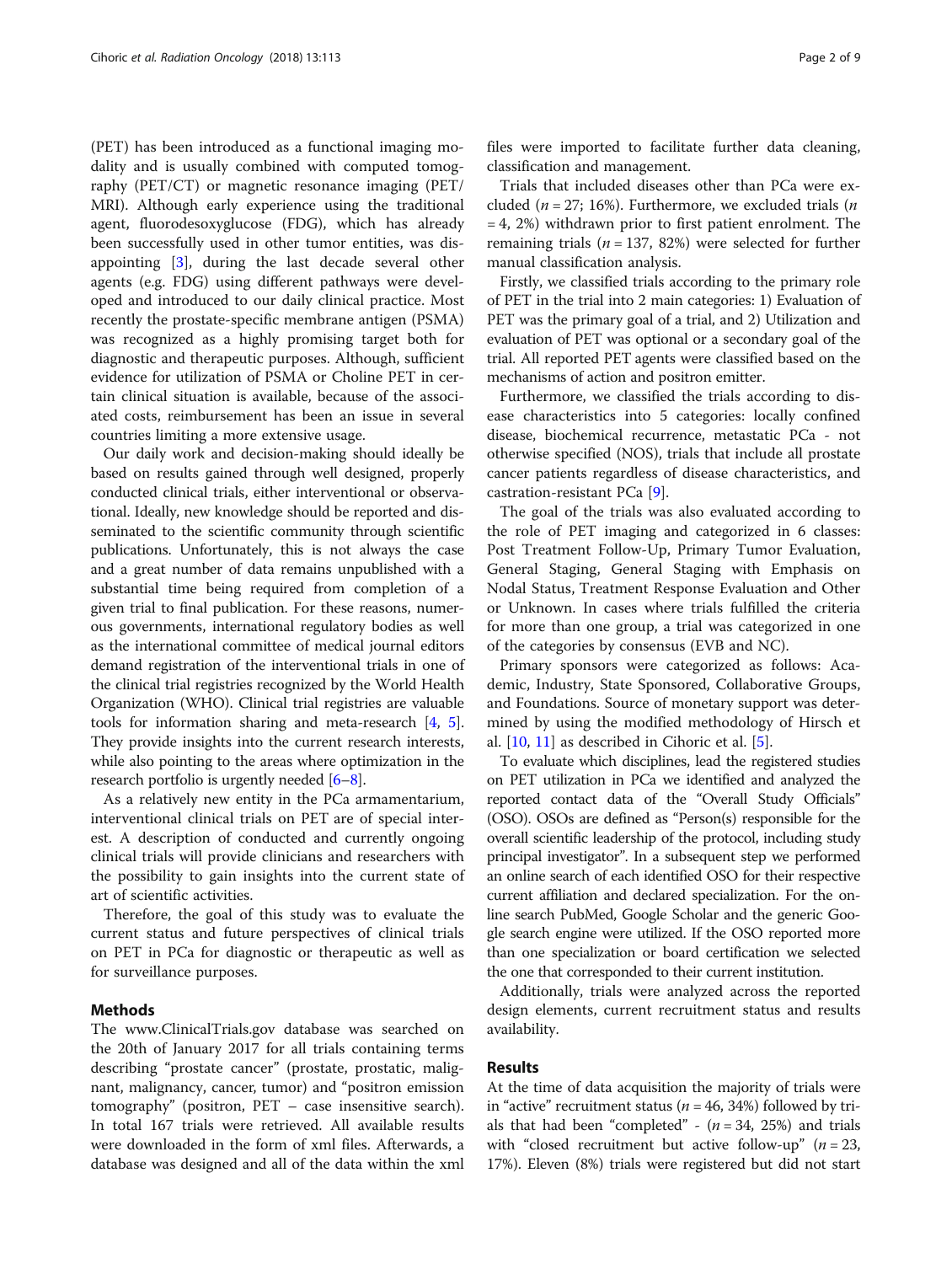(PET) has been introduced as a functional imaging modality and is usually combined with computed tomography (PET/CT) or magnetic resonance imaging (PET/MRI). Although early experience using the traditional agent, fluorodesoxyglucose (FDG), which has already been successfully used in other tumor entities, was disappointing [3], during the last decade several other agents (e.g. FDG) using different pathways were developed and introduced to our daily clinical practice. Most recently the prostate-specific membrane antigen (PSMA) was recognized as a highly promising target both for diagnostic and therapeutic purposes. Although, sufficient evidence for utilization of PSMA or Choline PET in certain clinical situation is available, because of the associated costs, reimbursement has been an issue in several countries limiting a more extensive usage.

Our daily work and decision-making should ideally be based on results gained through well designed, properly conducted clinical trials, either interventional or observational. Ideally, new knowledge should be reported and disseminated to the scientific community through scientific publications. Unfortunately, this is not always the case and a great number of data remains unpublished with a substantial time being required from completion of a given trial to final publication. For these reasons, numerous governments, international regulatory bodies as well as the international committee of medical journal editors demand registration of the interventional trials in one of the clinical trial registries recognized by the World Health Organization (WHO). Clinical trial registries are valuable tools for information sharing and meta-research [4, 5]. They provide insights into the current research interests, while also pointing to the areas where optimization in the research portfolio is urgently needed [6–8].

As a relatively new entity in the PCa armamentarium, interventional clinical trials on PET are of special interest. A description of conducted and currently ongoing clinical trials will provide clinicians and researchers with the possibility to gain insights into the current state of art of scientific activities.

Therefore, the goal of this study was to evaluate the current status and future perspectives of clinical trials on PET in PCa for diagnostic or therapeutic as well as for surveillance purposes.

## Methods

The www.ClinicalTrials.gov database was searched on the 20th of January 2017 for all trials containing terms describing "prostate cancer" (prostate, prostatic, malignant, malignancy, cancer, tumor) and "positron emission tomography" (positron, PET – case insensitive search). In total 167 trials were retrieved. All available results were downloaded in the form of xml files. Afterwards, a database was designed and all of the data within the xml files were imported to facilitate further data cleaning, classification and management.

Trials that included diseases other than PCa were excluded ($n$ = 27; 16%). Furthermore, we excluded trials ($n$ = 4, 2%) withdrawn prior to first patient enrolment. The remaining trials ($n$ = 137, 82%) were selected for further manual classification analysis.

Firstly, we classified trials according to the primary role of PET in the trial into 2 main categories: 1) Evaluation of PET was the primary goal of a trial, and 2) Utilization and evaluation of PET was optional or a secondary goal of the trial. All reported PET agents were classified based on the mechanisms of action and positron emitter.

Furthermore, we classified the trials according to disease characteristics into 5 categories: locally confined disease, biochemical recurrence, metastatic PCa - not otherwise specified (NOS), trials that include all prostate cancer patients regardless of disease characteristics, and castration-resistant PCa [9].

The goal of the trials was also evaluated according to the role of PET imaging and categorized in 6 classes: Post Treatment Follow-Up, Primary Tumor Evaluation, General Staging, General Staging with Emphasis on Nodal Status, Treatment Response Evaluation and Other or Unknown. In cases where trials fulfilled the criteria for more than one group, a trial was categorized in one of the categories by consensus (EVB and NC).

Primary sponsors were categorized as follows: Academic, Industry, State Sponsored, Collaborative Groups, and Foundations. Source of monetary support was determined by using the modified methodology of Hirsch et al. [10, 11] as described in Cihoric et al. [5].

To evaluate which disciplines, lead the registered studies on PET utilization in PCa we identified and analyzed the reported contact data of the "Overall Study Officials" (OSO). OSOs are defined as "Person(s) responsible for the overall scientific leadership of the protocol, including study principal investigator". In a subsequent step we performed an online search of each identified OSO for their respective current affiliation and declared specialization. For the online search PubMed, Google Scholar and the generic Google search engine were utilized. If the OSO reported more than one specialization or board certification we selected the one that corresponded to their current institution.

Additionally, trials were analyzed across the reported design elements, current recruitment status and results availability.

## Results

At the time of data acquisition the majority of trials were in "active" recruitment status ($n$ = 46, 34%) followed by trials that had been "completed" - ($n$ = 34, 25%) and trials with "closed recruitment but active follow-up" ($n$ = 23, 17%). Eleven (8%) trials were registered but did not start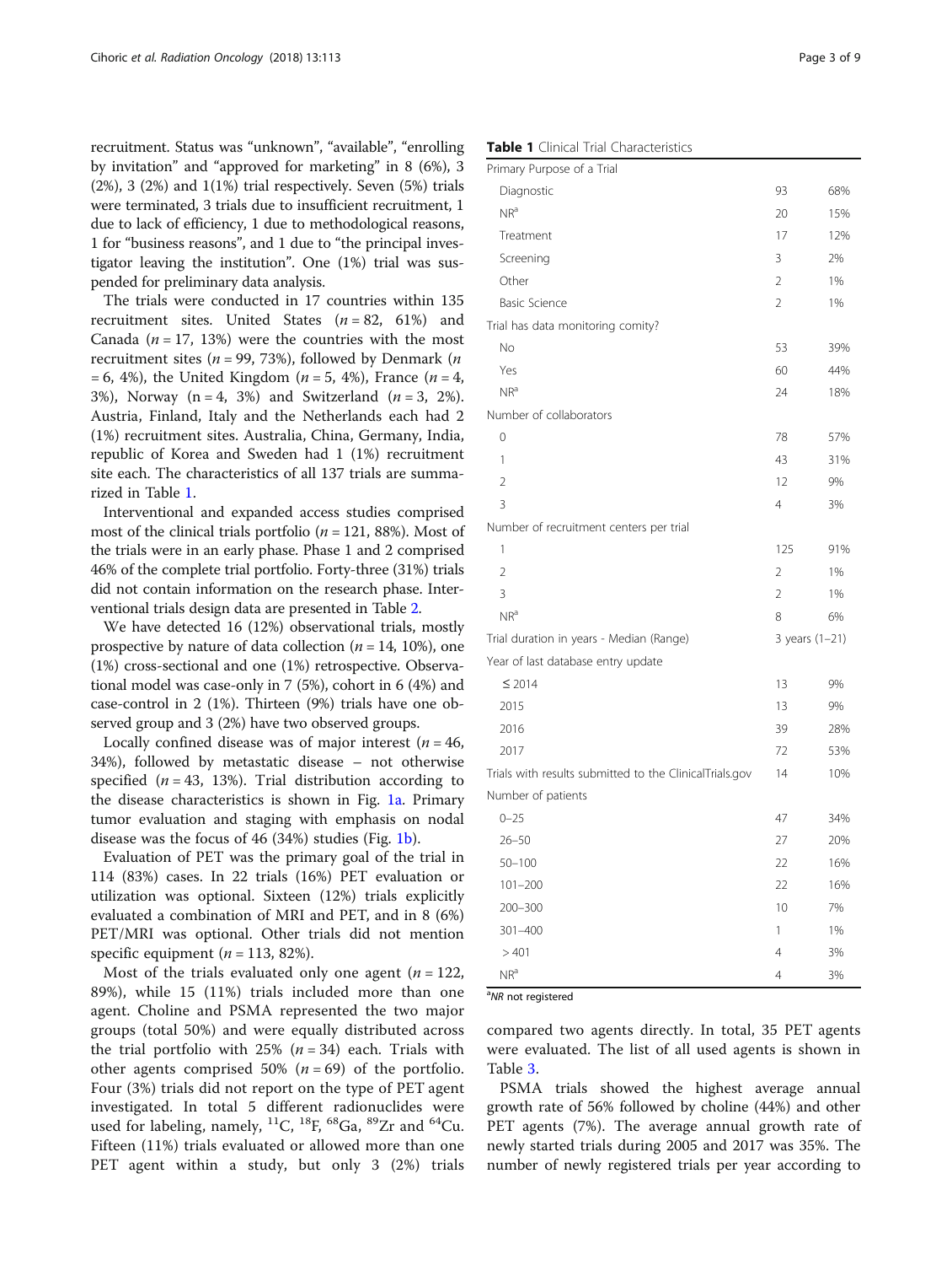recruitment. Status was "unknown", "available", "enrolling by invitation" and "approved for marketing" in 8 (6%), 3 (2%), 3 (2%) and 1(1%) trial respectively. Seven (5%) trials were terminated, 3 trials due to insufficient recruitment, 1 due to lack of efficiency, 1 due to methodological reasons, 1 for "business reasons", and 1 due to "the principal investigator leaving the institution". One (1%) trial was suspended for preliminary data analysis.

The trials were conducted in 17 countries within 135 recruitment sites. United States (*n* = 82, 61%) and Canada (*n* = 17, 13%) were the countries with the most recruitment sites (*n* = 99, 73%), followed by Denmark (*n* = 6, 4%), the United Kingdom (*n* = 5, 4%), France (*n* = 4, 3%), Norway (n = 4, 3%) and Switzerland (*n* = 3, 2%). Austria, Finland, Italy and the Netherlands each had 2 (1%) recruitment sites. Australia, China, Germany, India, republic of Korea and Sweden had 1 (1%) recruitment site each. The characteristics of all 137 trials are summarized in Table 1.

Interventional and expanded access studies comprised most of the clinical trials portfolio (*n* = 121, 88%). Most of the trials were in an early phase. Phase 1 and 2 comprised 46% of the complete trial portfolio. Forty-three (31%) trials did not contain information on the research phase. Interventional trials design data are presented in Table 2.

We have detected 16 (12%) observational trials, mostly prospective by nature of data collection (*n* = 14, 10%), one (1%) cross-sectional and one (1%) retrospective. Observational model was case-only in 7 (5%), cohort in 6 (4%) and case-control in 2 (1%). Thirteen (9%) trials have one observed group and 3 (2%) have two observed groups.

Locally confined disease was of major interest (*n* = 46, 34%), followed by metastatic disease – not otherwise specified (*n* = 43, 13%). Trial distribution according to the disease characteristics is shown in Fig. 1a. Primary tumor evaluation and staging with emphasis on nodal disease was the focus of 46 (34%) studies (Fig. 1b).

Evaluation of PET was the primary goal of the trial in 114 (83%) cases. In 22 trials (16%) PET evaluation or utilization was optional. Sixteen (12%) trials explicitly evaluated a combination of MRI and PET, and in 8 (6%) PET/MRI was optional. Other trials did not mention specific equipment (*n* = 113, 82%).

Most of the trials evaluated only one agent (*n* = 122, 89%), while 15 (11%) trials included more than one agent. Choline and PSMA represented the two major groups (total 50%) and were equally distributed across the trial portfolio with 25% (*n* = 34) each. Trials with other agents comprised 50% (*n* = 69) of the portfolio. Four (3%) trials did not report on the type of PET agent investigated. In total 5 different radionuclides were used for labeling, namely, $^{11}C$, $^{18}F$, $^{68}Ga$, $^{89}Zr$ and $^{64}Cu$. Fifteen (11%) trials evaluated or allowed more than one PET agent within a study, but only 3 (2%) trials compared two agents directly. In total, 35 PET agents were evaluated. The list of all used agents is shown in Table 3.

PSMA trials showed the highest average annual growth rate of 56% followed by choline (44%) and other PET agents (7%). The average annual growth rate of newly started trials during 2005 and 2017 was 35%. The number of newly registered trials per year according to

**Table 1** Clinical Trial Characteristics

| | | |
|---|---|---|
| Primary Purpose of a Trial | | |
| Diagnostic | 93 | 68% |
| NR[a] | 20 | 15% |
| Treatment | 17 | 12% |
| Screening | 3 | 2% |
| Other | 2 | 1% |
| Basic Science | 2 | 1% |
| Trial has data monitoring comity? | | |
| No | 53 | 39% |
| Yes | 60 | 44% |
| NR[a] | 24 | 18% |
| Number of collaborators | | |
| 0 | 78 | 57% |
| 1 | 43 | 31% |
| 2 | 12 | 9% |
| 3 | 4 | 3% |
| Number of recruitment centers per trial | | |
| 1 | 125 | 91% |
| 2 | 2 | 1% |
| 3 | 2 | 1% |
| NR[a] | 8 | 6% |
| Trial duration in years - Median (Range) | 3 years (1–21) | |
| Year of last database entry update | | |
| ≤ 2014 | 13 | 9% |
| 2015 | 13 | 9% |
| 2016 | 39 | 28% |
| 2017 | 72 | 53% |
| Trials with results submitted to the ClinicalTrials.gov | 14 | 10% |
| Number of patients | | |
| 0–25 | 47 | 34% |
| 26–50 | 27 | 20% |
| 50–100 | 22 | 16% |
| 101–200 | 22 | 16% |
| 200–300 | 10 | 7% |
| 301–400 | 1 | 1% |
| > 401 | 4 | 3% |
| NR[a] | 4 | 3% |

[a]*NR* not registered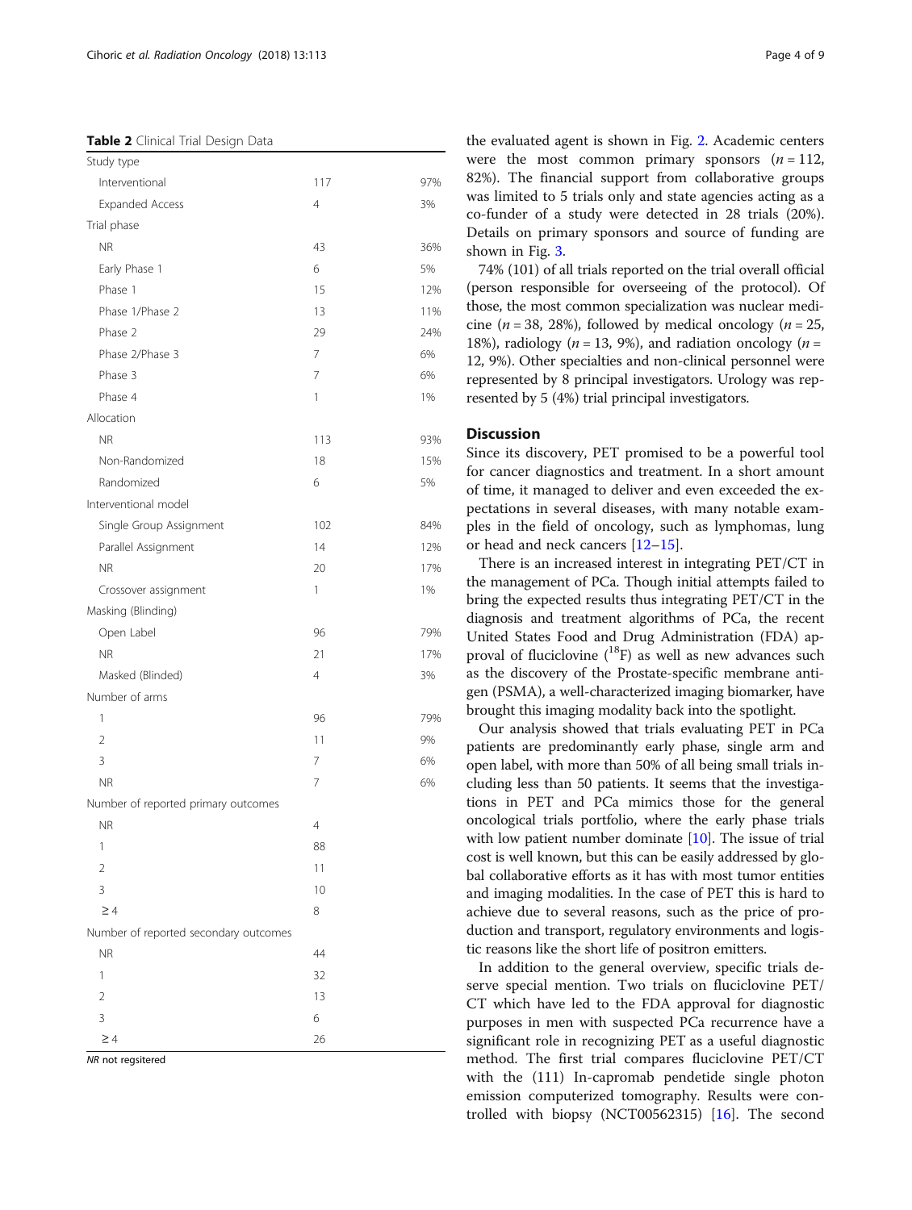**Table 2** Clinical Trial Design Data

| | | |
|---|---|---|
| Study type | | |
| Interventional | 117 | 97% |
| Expanded Access | 4 | 3% |
| Trial phase | | |
| NR | 43 | 36% |
| Early Phase 1 | 6 | 5% |
| Phase 1 | 15 | 12% |
| Phase 1/Phase 2 | 13 | 11% |
| Phase 2 | 29 | 24% |
| Phase 2/Phase 3 | 7 | 6% |
| Phase 3 | 7 | 6% |
| Phase 4 | 1 | 1% |
| Allocation | | |
| NR | 113 | 93% |
| Non-Randomized | 18 | 15% |
| Randomized | 6 | 5% |
| Interventional model | | |
| Single Group Assignment | 102 | 84% |
| Parallel Assignment | 14 | 12% |
| NR | 20 | 17% |
| Crossover assignment | 1 | 1% |
| Masking (Blinding) | | |
| Open Label | 96 | 79% |
| NR | 21 | 17% |
| Masked (Blinded) | 4 | 3% |
| Number of arms | | |
| 1 | 96 | 79% |
| 2 | 11 | 9% |
| 3 | 7 | 6% |
| NR | 7 | 6% |
| Number of reported primary outcomes | | |
| NR | 4 | |
| 1 | 88 | |
| 2 | 11 | |
| 3 | 10 | |
| ≥ 4 | 8 | |
| Number of reported secondary outcomes | | |
| NR | 44 | |
| 1 | 32 | |
| 2 | 13 | |
| 3 | 6 | |
| ≥ 4 | 26 | |

*NR* not regsitered

the evaluated agent is shown in Fig. 2. Academic centers were the most common primary sponsors ($n = 112$, 82%). The financial support from collaborative groups was limited to 5 trials only and state agencies acting as a co-funder of a study were detected in 28 trials (20%). Details on primary sponsors and source of funding are shown in Fig. 3.

74% (101) of all trials reported on the trial overall official (person responsible for overseeing of the protocol). Of those, the most common specialization was nuclear medicine ($n = 38$, 28%), followed by medical oncology ($n = 25$, 18%), radiology ($n = 13$, 9%), and radiation oncology ($n = 12$, 9%). Other specialties and non-clinical personnel were represented by 8 principal investigators. Urology was represented by 5 (4%) trial principal investigators.

## Discussion

Since its discovery, PET promised to be a powerful tool for cancer diagnostics and treatment. In a short amount of time, it managed to deliver and even exceeded the expectations in several diseases, with many notable examples in the field of oncology, such as lymphomas, lung or head and neck cancers [12–15].

There is an increased interest in integrating PET/CT in the management of PCa. Though initial attempts failed to bring the expected results thus integrating PET/CT in the diagnosis and treatment algorithms of PCa, the recent United States Food and Drug Administration (FDA) approval of fluciclovine ($^{18}$F) as well as new advances such as the discovery of the Prostate-specific membrane antigen (PSMA), a well-characterized imaging biomarker, have brought this imaging modality back into the spotlight.

Our analysis showed that trials evaluating PET in PCa patients are predominantly early phase, single arm and open label, with more than 50% of all being small trials including less than 50 patients. It seems that the investigations in PET and PCa mimics those for the general oncological trials portfolio, where the early phase trials with low patient number dominate [10]. The issue of trial cost is well known, but this can be easily addressed by global collaborative efforts as it has with most tumor entities and imaging modalities. In the case of PET this is hard to achieve due to several reasons, such as the price of production and transport, regulatory environments and logistic reasons like the short life of positron emitters.

In addition to the general overview, specific trials deserve special mention. Two trials on fluciclovine PET/CT which have led to the FDA approval for diagnostic purposes in men with suspected PCa recurrence have a significant role in recognizing PET as a useful diagnostic method. The first trial compares fluciclovine PET/CT with the (111) In-capromab pendetide single photon emission computerized tomography. Results were controlled with biopsy (NCT00562315) [16]. The second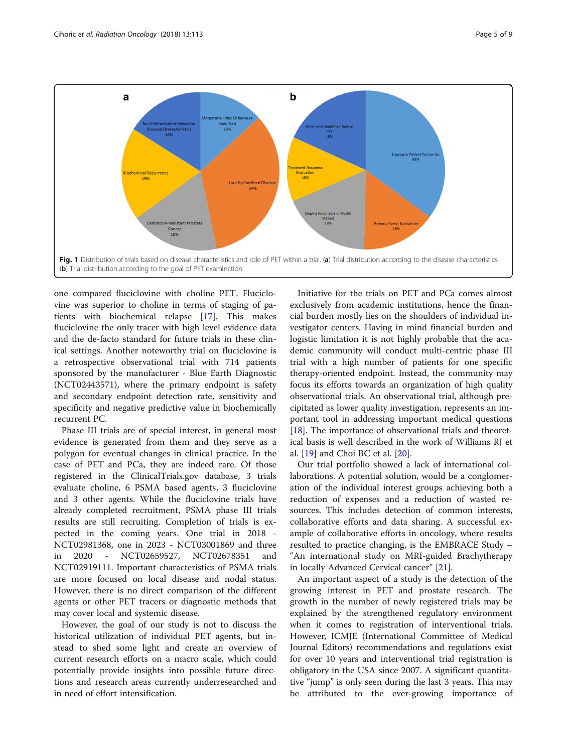**Fig. 1** Distribution of trials based on disease characteristics and role of PET within a trial. (**a**) Trial distribution according to the disease characteristics. (**b**) Trial distribution according to the goal of PET examination

one compared fluciclovine with choline PET. Fluciclovine was superior to choline in terms of staging of patients with biochemical relapse [17]. This makes fluciclovine the only tracer with high level evidence data and the de-facto standard for future trials in these clinical settings. Another noteworthy trial on fluciclovine is a retrospective observational trial with 714 patients sponsored by the manufacturer - Blue Earth Diagnostic (NCT02443571), where the primary endpoint is safety and secondary endpoint detection rate, sensitivity and specificity and negative predictive value in biochemically recurrent PC.

Phase III trials are of special interest, in general most evidence is generated from them and they serve as a polygon for eventual changes in clinical practice. In the case of PET and PCa, they are indeed rare. Of those registered in the ClinicalTrials.gov database, 3 trials evaluate choline, 6 PSMA based agents, 3 fluciclovine and 3 other agents. While the fluciclovine trials have already completed recruitment, PSMA phase III trials results are still recruiting. Completion of trials is expected in the coming years. One trial in 2018 - NCT02981368, one in 2023 - NCT03001869 and three in 2020 - NCT02659527, NCT02678351 and NCT02919111. Important characteristics of PSMA trials are more focused on local disease and nodal status. However, there is no direct comparison of the different agents or other PET tracers or diagnostic methods that may cover local and systemic disease.

However, the goal of our study is not to discuss the historical utilization of individual PET agents, but instead to shed some light and create an overview of current research efforts on a macro scale, which could potentially provide insights into possible future directions and research areas currently underresearched and in need of effort intensification.

Initiative for the trials on PET and PCa comes almost exclusively from academic institutions, hence the financial burden mostly lies on the shoulders of individual investigator centers. Having in mind financial burden and logistic limitation it is not highly probable that the academic community will conduct multi-centric phase III trial with a high number of patients for one specific therapy-oriented endpoint. Instead, the community may focus its efforts towards an organization of high quality observational trials. An observational trial, although precipitated as lower quality investigation, represents an important tool in addressing important medical questions [18]. The importance of observational trials and theoretical basis is well described in the work of Williams RJ et al. [19] and Choi BC et al. [20].

Our trial portfolio showed a lack of international collaborations. A potential solution, would be a conglomeration of the individual interest groups achieving both a reduction of expenses and a reduction of wasted resources. This includes detection of common interests, collaborative efforts and data sharing. A successful example of collaborative efforts in oncology, where results resulted to practice changing, is the EMBRACE Study – "An international study on MRI-guided Brachytherapy in locally Advanced Cervical cancer" [21].

An important aspect of a study is the detection of the growing interest in PET and prostate research. The growth in the number of newly registered trials may be explained by the strengthened regulatory environment when it comes to registration of interventional trials. However, ICMJE (International Committee of Medical Journal Editors) recommendations and regulations exist for over 10 years and interventional trial registration is obligatory in the USA since 2007. A significant quantitative "jump" is only seen during the last 3 years. This may be attributed to the ever-growing importance of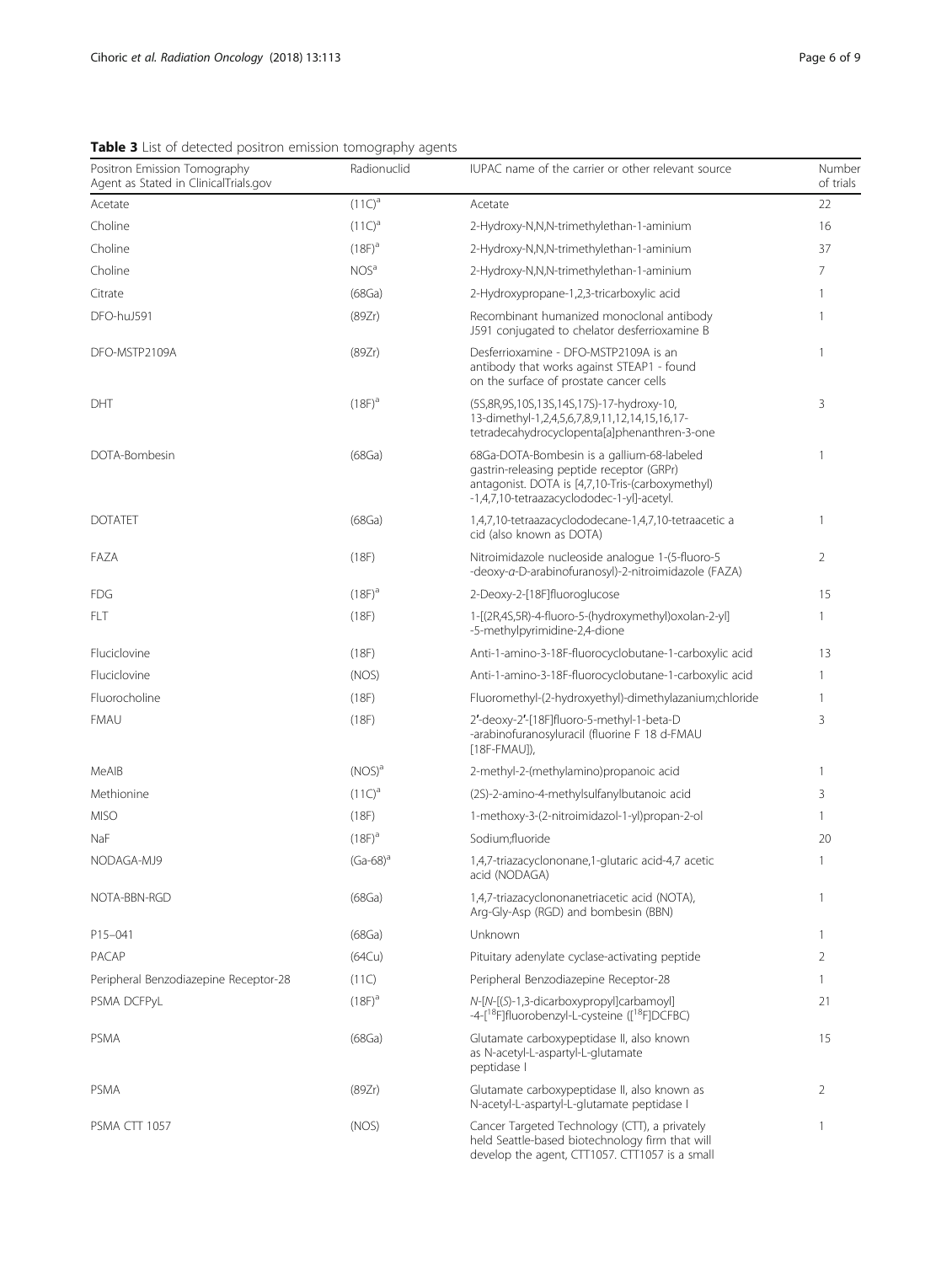**Table 3** List of detected positron emission tomography agents

| Positron Emission Tomography Agent as Stated in ClinicalTrials.gov | Radionuclid | IUPAC name of the carrier or other relevant source | Number of trials |
|---|---|---|---|
| Acetate | (11C)[a] | Acetate | 22 |
| Choline | (11C)[a] | 2-Hydroxy-N,N,N-trimethylethan-1-aminium | 16 |
| Choline | (18F)[a] | 2-Hydroxy-N,N,N-trimethylethan-1-aminium | 37 |
| Choline | NOS[a] | 2-Hydroxy-N,N,N-trimethylethan-1-aminium | 7 |
| Citrate | (68Ga) | 2-Hydroxypropane-1,2,3-tricarboxylic acid | 1 |
| DFO-huJ591 | (89Zr) | Recombinant humanized monoclonal antibody J591 conjugated to chelator desferrioxamine B | 1 |
| DFO-MSTP2109A | (89Zr) | Desferrioxamine - DFO-MSTP2109A is an antibody that works against STEAP1 - found on the surface of prostate cancer cells | 1 |
| DHT | (18F)[a] | (5S,8R,9S,10S,13S,14S,17S)-17-hydroxy-10, 13-dimethyl-1,2,4,5,6,7,8,9,11,12,14,15,16,17-tetradecahydrocyclopenta[a]phenanthren-3-one | 3 |
| DOTA-Bombesin | (68Ga) | 68Ga-DOTA-Bombesin is a gallium-68-labeled gastrin-releasing peptide receptor (GRPr) antagonist. DOTA is [4,7,10-Tris-(carboxymethyl) -1,4,7,10-tetraazacyclododec-1-yl]-acetyl. | 1 |
| DOTATET | (68Ga) | 1,4,7,10-tetraazacyclododecane-1,4,7,10-tetraacetic a cid (also known as DOTA) | 1 |
| FAZA | (18F) | Nitroimidazole nucleoside analogue 1-(5-fluoro-5 -deoxy-*α*-D-arabinofuranosyl)-2-nitroimidazole (FAZA) | 2 |
| FDG | (18F)[a] | 2-Deoxy-2-[18F]fluoroglucose | 15 |
| FLT | (18F) | 1-[(2R,4S,5R)-4-fluoro-5-(hydroxymethyl)oxolan-2-yl] -5-methylpyrimidine-2,4-dione | 1 |
| Fluciclovine | (18F) | Anti-1-amino-3-18F-fluorocyclobutane-1-carboxylic acid | 13 |
| Fluciclovine | (NOS) | Anti-1-amino-3-18F-fluorocyclobutane-1-carboxylic acid | 1 |
| Fluorocholine | (18F) | Fluoromethyl-(2-hydroxyethyl)-dimethylazanium;chloride | 1 |
| FMAU | (18F) | 2′-deoxy-2′-[18F]fluoro-5-methyl-1-beta-D -arabinofuranosyluracil (fluorine F 18 d-FMAU [18F-FMAU]), | 3 |
| MeAIB | (NOS)[a] | 2-methyl-2-(methylamino)propanoic acid | 1 |
| Methionine | (11C)[a] | (2S)-2-amino-4-methylsulfanylbutanoic acid | 3 |
| MISO | (18F) | 1-methoxy-3-(2-nitroimidazol-1-yl)propan-2-ol | 1 |
| NaF | (18F)[a] | Sodium;fluoride | 20 |
| NODAGA-MJ9 | (Ga-68)[a] | 1,4,7-triazacyclononane,1-glutaric acid-4,7 acetic acid (NODAGA) | 1 |
| NOTA-BBN-RGD | (68Ga) | 1,4,7-triazacyclononanetriacetic acid (NOTA), Arg-Gly-Asp (RGD) and bombesin (BBN) | 1 |
| P15–041 | (68Ga) | Unknown | 1 |
| PACAP | (64Cu) | Pituitary adenylate cyclase-activating peptide | 2 |
| Peripheral Benzodiazepine Receptor-28 | (11C) | Peripheral Benzodiazepine Receptor-28 | 1 |
| PSMA DCFPyL | (18F)[a] | *N*-[*N*-[(*S*)-1,3-dicarboxypropyl]carbamoyl] -4-[$^{18}$F]fluorobenzyl-L-cysteine ([$^{18}$F]DCFBC) | 21 |
| PSMA | (68Ga) | Glutamate carboxypeptidase II, also known as N-acetyl-L-aspartyl-L-glutamate peptidase I | 15 |
| PSMA | (89Zr) | Glutamate carboxypeptidase II, also known as N-acetyl-L-aspartyl-L-glutamate peptidase I | 2 |
| PSMA CTT 1057 | (NOS) | Cancer Targeted Technology (CTT), a privately held Seattle-based biotechnology firm that will develop the agent, CTT1057. CTT1057 is a small | 1 |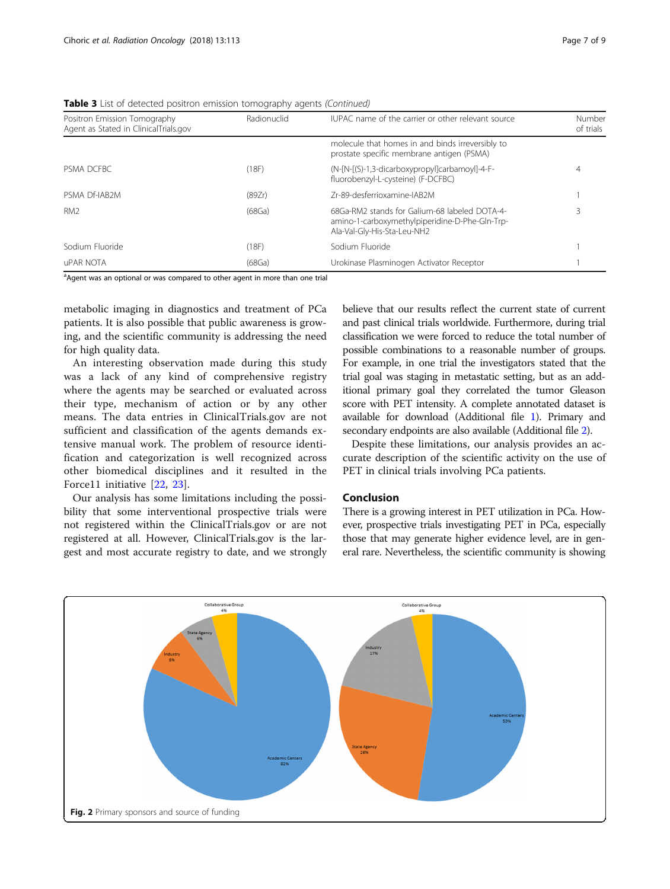**Table 3** List of detected positron emission tomography agents *(Continued)*

| Positron Emission Tomography Agent as Stated in ClinicalTrials.gov | Radionuclid | IUPAC name of the carrier or other relevant source | Number of trials |
|---|---|---|---|
| | | molecule that homes in and binds irreversibly to prostate specific membrane antigen (PSMA) | |
| PSMA DCFBC | (18F) | (N-[N-[(S)-1,3-dicarboxypropyl]carbamoyl]-4-F-fluorobenzyl-L-cysteine) (F-DCFBC) | 4 |
| PSMA Df-IAB2M | (89Zr) | Zr-89-desferrioxamine-IAB2M | 1 |
| RM2 | (68Ga) | 68Ga-RM2 stands for Galium-68 labeled DOTA-4-amino-1-carboxymethylpiperidine-D-Phe-Gln-Trp-Ala-Val-Gly-His-Sta-Leu-NH2 | 3 |
| Sodium Fluoride | (18F) | Sodium Fluoride | 1 |
| uPAR NOTA | (68Ga) | Urokinase Plasminogen Activator Receptor | 1 |

[a]Agent was an optional or was compared to other agent in more than one trial

metabolic imaging in diagnostics and treatment of PCa patients. It is also possible that public awareness is growing, and the scientific community is addressing the need for high quality data.

An interesting observation made during this study was a lack of any kind of comprehensive registry where the agents may be searched or evaluated across their type, mechanism of action or by any other means. The data entries in ClinicalTrials.gov are not sufficient and classification of the agents demands extensive manual work. The problem of resource identification and categorization is well recognized across other biomedical disciplines and it resulted in the Force11 initiative [22, 23].

Our analysis has some limitations including the possibility that some interventional prospective trials were not registered within the ClinicalTrials.gov or are not registered at all. However, ClinicalTrials.gov is the largest and most accurate registry to date, and we strongly believe that our results reflect the current state of current and past clinical trials worldwide. Furthermore, during trial classification we were forced to reduce the total number of possible combinations to a reasonable number of groups. For example, in one trial the investigators stated that the trial goal was staging in metastatic setting, but as an additional primary goal they correlated the tumor Gleason score with PET intensity. A complete annotated dataset is available for download (Additional file 1). Primary and secondary endpoints are also available (Additional file 2).

Despite these limitations, our analysis provides an accurate description of the scientific activity on the use of PET in clinical trials involving PCa patients.

## Conclusion

There is a growing interest in PET utilization in PCa. However, prospective trials investigating PET in PCa, especially those that may generate higher evidence level, are in general rare. Nevertheless, the scientific community is showing

**Fig. 2** Primary sponsors and source of funding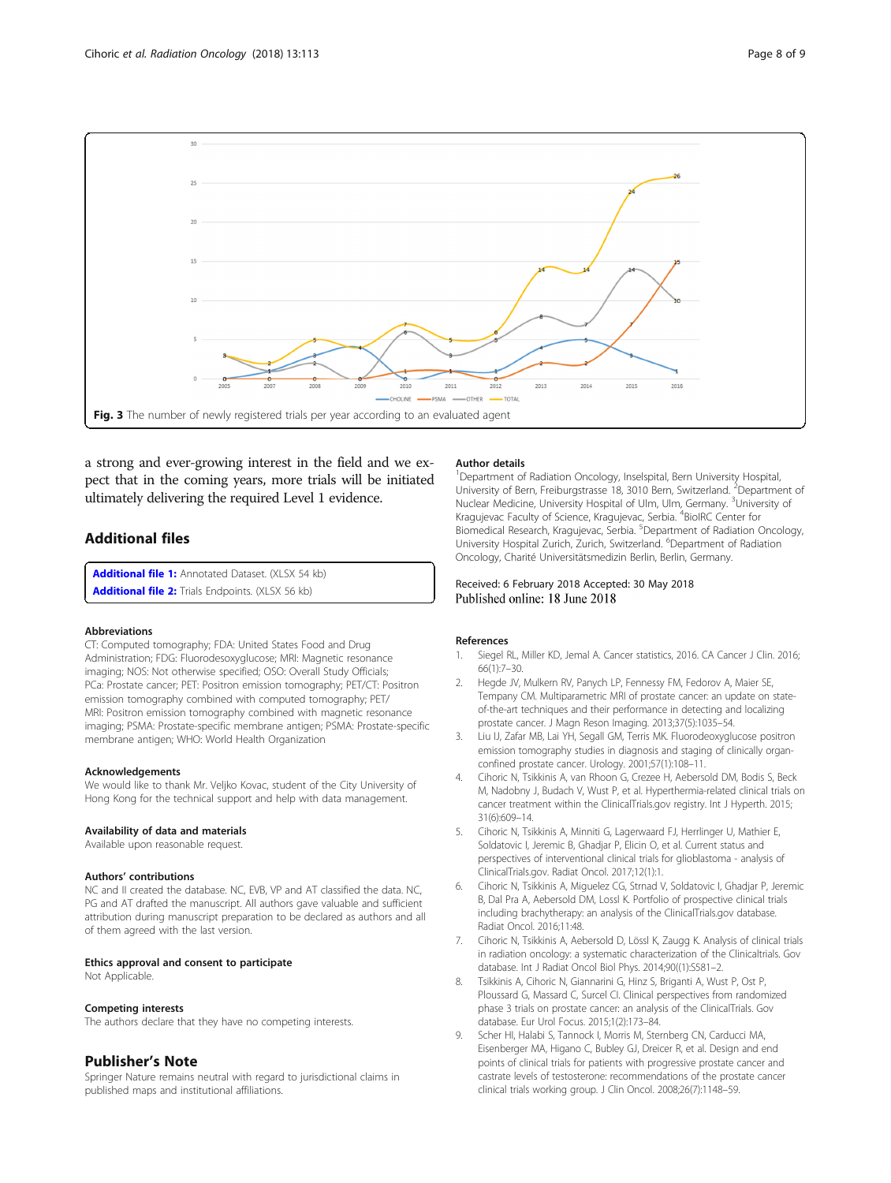Fig. 3 The number of newly registered trials per year according to an evaluated agent

a strong and ever-growing interest in the field and we expect that in the coming years, more trials will be initiated ultimately delivering the required Level 1 evidence.

## Additional files

**Additional file 1:** Annotated Dataset. (XLSX 54 kb)
**Additional file 2:** Trials Endpoints. (XLSX 56 kb)

### Abbreviations

CT: Computed tomography; FDA: United States Food and Drug Administration; FDG: Fluorodesoxyglucose; MRI: Magnetic resonance imaging; NOS: Not otherwise specified; OSO: Overall Study Officials; PCa: Prostate cancer; PET: Positron emission tomography; PET/CT: Positron emission tomography combined with computed tomography; PET/MRI: Positron emission tomography combined with magnetic resonance imaging; PSMA: Prostate-specific membrane antigen; PSMA: Prostate-specific membrane antigen; WHO: World Health Organization

### Acknowledgements

We would like to thank Mr. Veljko Kovac, student of the City University of Hong Kong for the technical support and help with data management.

### Availability of data and materials

Available upon reasonable request.

### Authors' contributions

NC and II created the database. NC, EVB, VP and AT classified the data. NC, PG and AT drafted the manuscript. All authors gave valuable and sufficient attribution during manuscript preparation to be declared as authors and all of them agreed with the last version.

### Ethics approval and consent to participate

Not Applicable.

### Competing interests

The authors declare that they have no competing interests.

## Publisher's Note

Springer Nature remains neutral with regard to jurisdictional claims in published maps and institutional affiliations.

### Author details

[1]Department of Radiation Oncology, Inselspital, Bern University Hospital, University of Bern, Freiburgstrasse 18, 3010 Bern, Switzerland. [2]Department of Nuclear Medicine, University Hospital of Ulm, Ulm, Germany. [3]University of Kragujevac Faculty of Science, Kragujevac, Serbia. [4]BioIRC Center for Biomedical Research, Kragujevac, Serbia. [5]Department of Radiation Oncology, University Hospital Zurich, Zurich, Switzerland. [6]Department of Radiation Oncology, Charité Universitätsmedizin Berlin, Berlin, Germany.

Received: 6 February 2018 Accepted: 30 May 2018
Published online: 18 June 2018

### References

1. Siegel RL, Miller KD, Jemal A. Cancer statistics, 2016. CA Cancer J Clin. 2016; 66(1):7–30.
2. Hegde JV, Mulkern RV, Panych LP, Fennessy FM, Fedorov A, Maier SE, Tempany CM. Multiparametric MRI of prostate cancer: an update on state-of-the-art techniques and their performance in detecting and localizing prostate cancer. J Magn Reson Imaging. 2013;37(5):1035–54.
3. Liu IJ, Zafar MB, Lai YH, Segall GM, Terris MK. Fluorodeoxyglucose positron emission tomography studies in diagnosis and staging of clinically organ-confined prostate cancer. Urology. 2001;57(1):108–11.
4. Cihoric N, Tsikkinis A, van Rhoon G, Crezee H, Aebersold DM, Bodis S, Beck M, Nadobny J, Budach V, Wust P, et al. Hyperthermia-related clinical trials on cancer treatment within the ClinicalTrials.gov registry. Int J Hyperth. 2015; 31(6):609–14.
5. Cihoric N, Tsikkinis A, Minniti G, Lagerwaard FJ, Herrlinger U, Mathier E, Soldatovic I, Jeremic B, Ghadjar P, Elicin O, et al. Current status and perspectives of interventional clinical trials for glioblastoma - analysis of ClinicalTrials.gov. Radiat Oncol. 2017;12(1):1.
6. Cihoric N, Tsikkinis A, Miguelez CG, Strnad V, Soldatovic I, Ghadjar P, Jeremic B, Dal Pra A, Aebersold DM, Lossl K. Portfolio of prospective clinical trials including brachytherapy: an analysis of the ClinicalTrials.gov database. Radiat Oncol. 2016;11:48.
7. Cihoric N, Tsikkinis A, Aebersold D, Lössl K, Zaugg K. Analysis of clinical trials in radiation oncology: a systematic characterization of the Clinicaltrials. Gov database. Int J Radiat Oncol Biol Phys. 2014;90((1):S581–2.
8. Tsikkinis A, Cihoric N, Giannarini G, Hinz S, Briganti A, Wust P, Ost P, Ploussard G, Massard C, Surcel CI. Clinical perspectives from randomized phase 3 trials on prostate cancer: an analysis of the ClinicalTrials. Gov database. Eur Urol Focus. 2015;1(2):173–84.
9. Scher HI, Halabi S, Tannock I, Morris M, Sternberg CN, Carducci MA, Eisenberger MA, Higano C, Bubley GJ, Dreicer R, et al. Design and end points of clinical trials for patients with progressive prostate cancer and castrate levels of testosterone: recommendations of the prostate cancer clinical trials working group. J Clin Oncol. 2008;26(7):1148–59.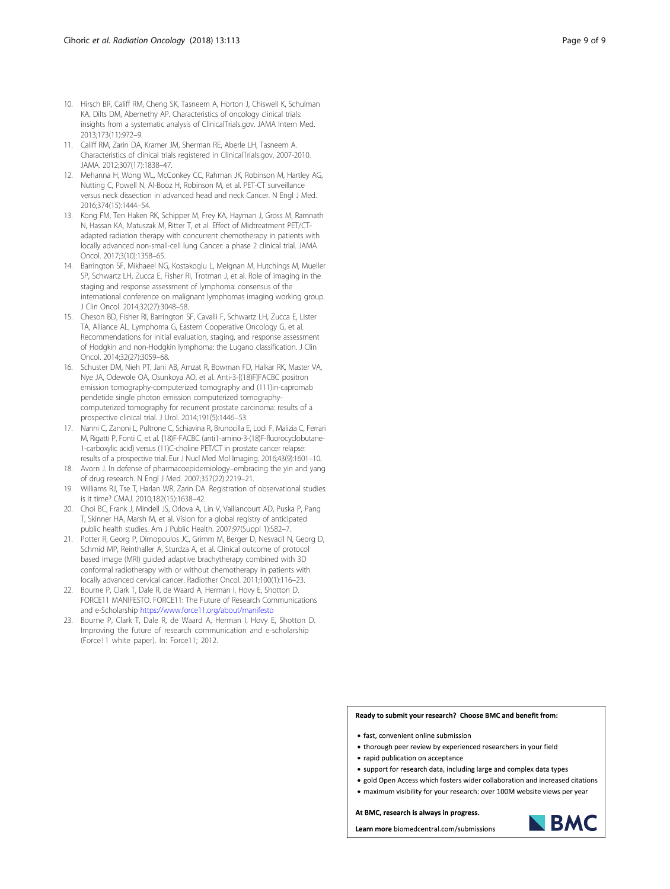10. Hirsch BR, Califf RM, Cheng SK, Tasneem A, Horton J, Chiswell K, Schulman KA, Dilts DM, Abernethy AP. Characteristics of oncology clinical trials: insights from a systematic analysis of ClinicalTrials.gov. JAMA Intern Med. 2013;173(11):972–9.
11. Califf RM, Zarin DA, Kramer JM, Sherman RE, Aberle LH, Tasneem A. Characteristics of clinical trials registered in ClinicalTrials.gov, 2007-2010. JAMA. 2012;307(17):1838–47.
12. Mehanna H, Wong WL, McConkey CC, Rahman JK, Robinson M, Hartley AG, Nutting C, Powell N, Al-Booz H, Robinson M, et al. PET-CT surveillance versus neck dissection in advanced head and neck Cancer. N Engl J Med. 2016;374(15):1444–54.
13. Kong FM, Ten Haken RK, Schipper M, Frey KA, Hayman J, Gross M, Ramnath N, Hassan KA, Matuszak M, Ritter T, et al. Effect of Midtreatment PET/CT-adapted radiation therapy with concurrent chemotherapy in patients with locally advanced non-small-cell lung Cancer: a phase 2 clinical trial. JAMA Oncol. 2017;3(10):1358–65.
14. Barrington SF, Mikhaeel NG, Kostakoglu L, Meignan M, Hutchings M, Mueller SP, Schwartz LH, Zucca E, Fisher RI, Trotman J, et al. Role of imaging in the staging and response assessment of lymphoma: consensus of the international conference on malignant lymphomas imaging working group. J Clin Oncol. 2014;32(27):3048–58.
15. Cheson BD, Fisher RI, Barrington SF, Cavalli F, Schwartz LH, Zucca E, Lister TA, Alliance AL, Lymphoma G, Eastern Cooperative Oncology G, et al. Recommendations for initial evaluation, staging, and response assessment of Hodgkin and non-Hodgkin lymphoma: the Lugano classification. J Clin Oncol. 2014;32(27):3059–68.
16. Schuster DM, Nieh PT, Jani AB, Amzat R, Bowman FD, Halkar RK, Master VA, Nye JA, Odewole OA, Osunkoya AO, et al. Anti-3-[(18)F]FACBC positron emission tomography-computerized tomography and (111)in-capromab pendetide single photon emission computerized tomography-computerized tomography for recurrent prostate carcinoma: results of a prospective clinical trial. J Urol. 2014;191(5):1446–53.
17. Nanni C, Zanoni L, Pultrone C, Schiavina R, Brunocilla E, Lodi F, Malizia C, Ferrari M, Rigatti P, Fonti C, et al. (18)F-FACBC (anti1-amino-3-(18)F-fluorocyclobutane-1-carboxylic acid) versus (11)C-choline PET/CT in prostate cancer relapse: results of a prospective trial. Eur J Nucl Med Mol Imaging. 2016;43(9):1601–10.
18. Avorn J. In defense of pharmacoepidemiology–embracing the yin and yang of drug research. N Engl J Med. 2007;357(22):2219–21.
19. Williams RJ, Tse T, Harlan WR, Zarin DA. Registration of observational studies: is it time? CMAJ. 2010;182(15):1638–42.
20. Choi BC, Frank J, Mindell JS, Orlova A, Lin V, Vaillancourt AD, Puska P, Pang T, Skinner HA, Marsh M, et al. Vision for a global registry of anticipated public health studies. Am J Public Health. 2007;97(Suppl 1):S82–7.
21. Potter R, Georg P, Dimopoulos JC, Grimm M, Berger D, Nesvacil N, Georg D, Schmid MP, Reinthaller A, Sturdza A, et al. Clinical outcome of protocol based image (MRI) guided adaptive brachytherapy combined with 3D conformal radiotherapy with or without chemotherapy in patients with locally advanced cervical cancer. Radiother Oncol. 2011;100(1):116–23.
22. Bourne P, Clark T, Dale R, de Waard A, Herman I, Hovy E, Shotton D. FORCE11 MANIFESTO. FORCE11: The Future of Research Communications and e-Scholarship https://www.force11.org/about/manifesto
23. Bourne P, Clark T, Dale R, de Waard A, Herman I, Hovy E, Shotton D. Improving the future of research communication and e-scholarship (Force11 white paper). In: Force11; 2012.

**Ready to submit your research? Choose BMC and benefit from:**

- fast, convenient online submission
- thorough peer review by experienced researchers in your field
- rapid publication on acceptance
- support for research data, including large and complex data types
- gold Open Access which fosters wider collaboration and increased citations
- maximum visibility for your research: over 100M website views per year

**At BMC, research is always in progress.**

**Learn more** biomedcentral.com/submissions

BMC